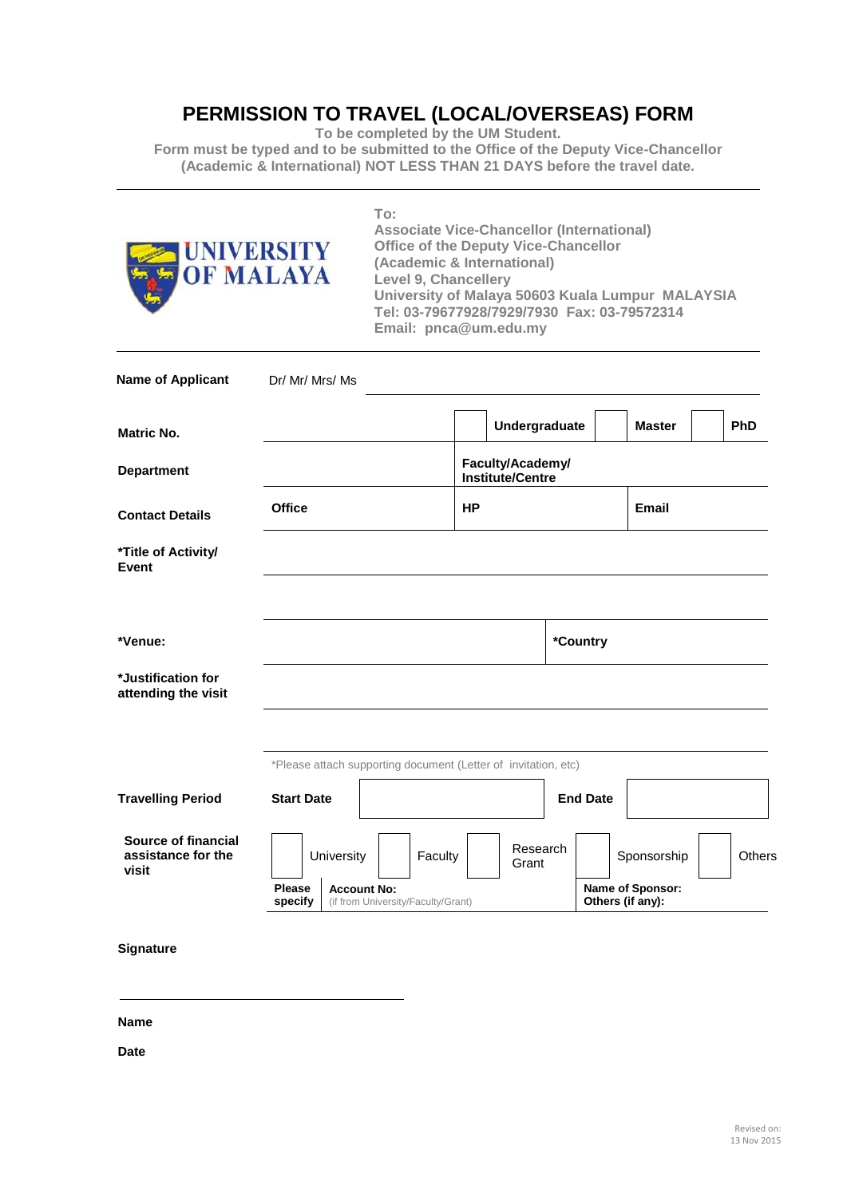# PERMISSION TO TRAVEL (LOCAL/OVERSEAS) FORM

**To be completed by the UM Student.**
**Form must be typed and to be submitted to the Office of the Deputy Vice-Chancellor (Academic & International) NOT LESS THAN 21 DAYS before the travel date.**

UNIVERSITY OF MALAYA

**To:**
**Associate Vice-Chancellor (International)**
**Office of the Deputy Vice-Chancellor**
**(Academic & International)**
**Level 9, Chancellery**
**University of Malaya 50603 Kuala Lumpur MALAYSIA**
**Tel: 03-79677928/7929/7930 Fax: 03-79572314**
**Email: pnca@um.edu.my**

| | | | | | | | | |
|---|---|---|---|---|---|---|---|---|
| **Name of Applicant** | Dr/ Mr/ Mrs/ Ms | | | | | | | |
| **Matric No.** | | | **Undergraduate** | | **Master** | | **PhD** | |
| **Department** | | **Faculty/Academy/ Institute/Centre** | | | | | | |
| **Contact Details** | **Office** | **HP** | | | **Email** | | | |
| ***Title of Activity/ Event** | | | | | | | | |
| ***Venue:** | | | ***Country** | | | | | |
| ***Justification for attending the visit** | | | | | | | | |
| | *Please attach supporting document (Letter of invitation, etc) | | | | | | | |
| **Travelling Period** | **Start Date** | | **End Date** | | | | | |
| **Source of financial assistance for the visit** | University | Faculty | Research Grant | Sponsorship | Others | | | |
| | **Please specify** | **Account No:** (if from University/Faculty/Grant) | | **Name of Sponsor: Others (if any):** | | | | |

**Signature**

**Name**

**Date**

Revised on: 13 Nov 2015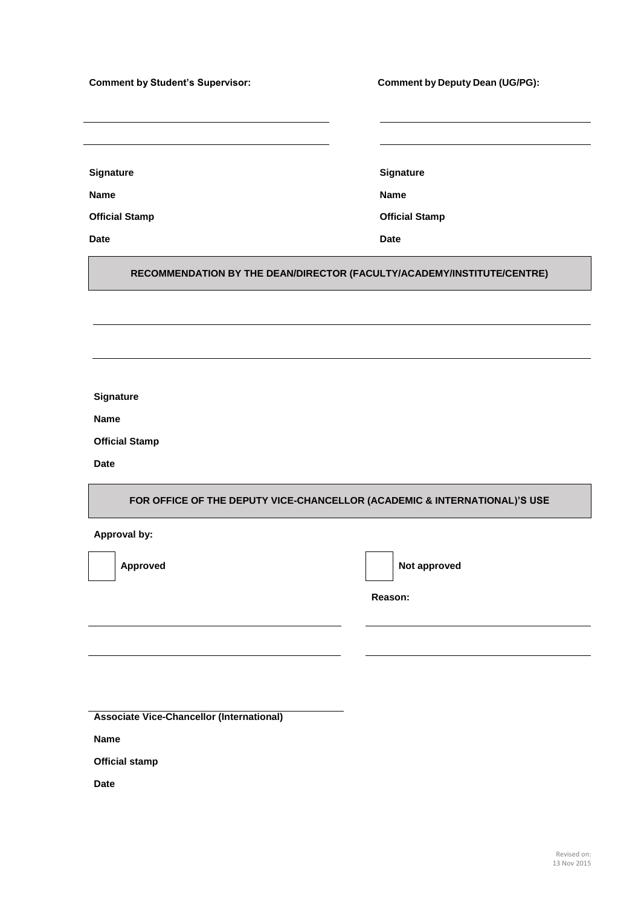**Comment by Student's Supervisor:**

______________________________________

______________________________________

**Signature**

**Name**

**Official Stamp**

**Date**

**Comment by Deputy Dean (UG/PG):**

______________________________________

______________________________________

**Signature**

**Name**

**Official Stamp**

**Date**

## RECOMMENDATION BY THE DEAN/DIRECTOR (FACULTY/ACADEMY/INSTITUTE/CENTRE)

______________________________________________________________________

______________________________________________________________________

**Signature**

**Name**

**Official Stamp**

**Date**

## FOR OFFICE OF THE DEPUTY VICE-CHANCELLOR (ACADEMIC & INTERNATIONAL)'S USE

**Approval by:**

☐ **Approved**

______________________________________

______________________________________

☐ **Not approved**

**Reason:**

______________________________________

______________________________________

______________________________________

**Associate Vice-Chancellor (International)**

**Name**

**Official stamp**

**Date**

Revised on:
13 Nov 2015